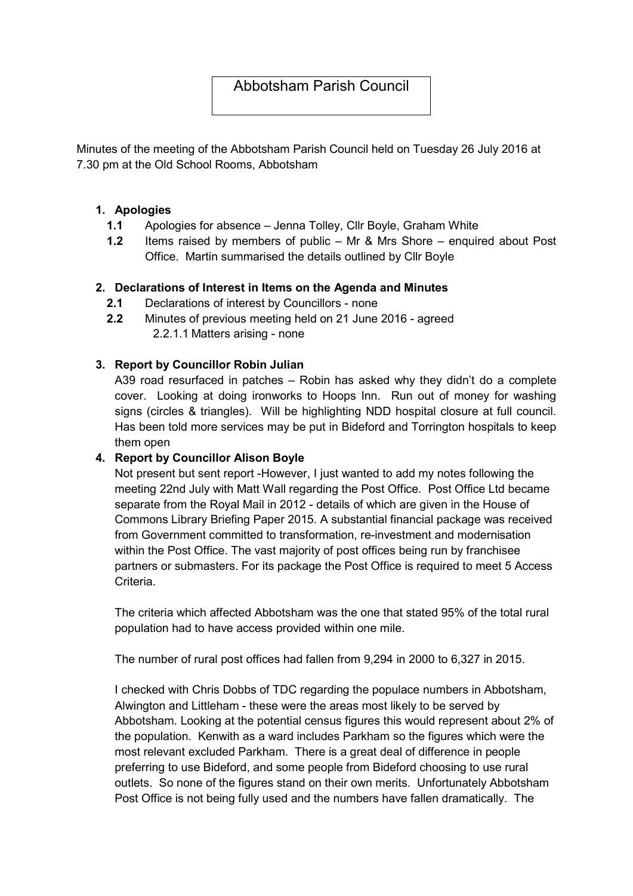# Abbotsham Parish Council

Minutes of the meeting of the Abbotsham Parish Council held on Tuesday 26 July 2016 at 7.30 pm at the Old School Rooms, Abbotsham

1. **Apologies**
   - **1.1** Apologies for absence – Jenna Tolley, Cllr Boyle, Graham White
   - **1.2** Items raised by members of public – Mr & Mrs Shore – enquired about Post Office. Martin summarised the details outlined by Cllr Boyle

2. **Declarations of Interest in Items on the Agenda and Minutes**
   - **2.1** Declarations of interest by Councillors - none
   - **2.2** Minutes of previous meeting held on 21 June 2016 - agreed
     - 2.2.1.1 Matters arising - none

3. **Report by Councillor Robin Julian**

   A39 road resurfaced in patches – Robin has asked why they didn't do a complete cover. Looking at doing ironworks to Hoops Inn. Run out of money for washing signs (circles & triangles). Will be highlighting NDD hospital closure at full council. Has been told more services may be put in Bideford and Torrington hospitals to keep them open

4. **Report by Councillor Alison Boyle**

   Not present but sent report -However, I just wanted to add my notes following the meeting 22nd July with Matt Wall regarding the Post Office. Post Office Ltd became separate from the Royal Mail in 2012 - details of which are given in the House of Commons Library Briefing Paper 2015. A substantial financial package was received from Government committed to transformation, re-investment and modernisation within the Post Office. The vast majority of post offices being run by franchisee partners or submasters. For its package the Post Office is required to meet 5 Access Criteria.

   The criteria which affected Abbotsham was the one that stated 95% of the total rural population had to have access provided within one mile.

   The number of rural post offices had fallen from 9,294 in 2000 to 6,327 in 2015.

   I checked with Chris Dobbs of TDC regarding the populace numbers in Abbotsham, Alwington and Littleham - these were the areas most likely to be served by Abbotsham. Looking at the potential census figures this would represent about 2% of the population. Kenwith as a ward includes Parkham so the figures which were the most relevant excluded Parkham. There is a great deal of difference in people preferring to use Bideford, and some people from Bideford choosing to use rural outlets. So none of the figures stand on their own merits. Unfortunately Abbotsham Post Office is not being fully used and the numbers have fallen dramatically. The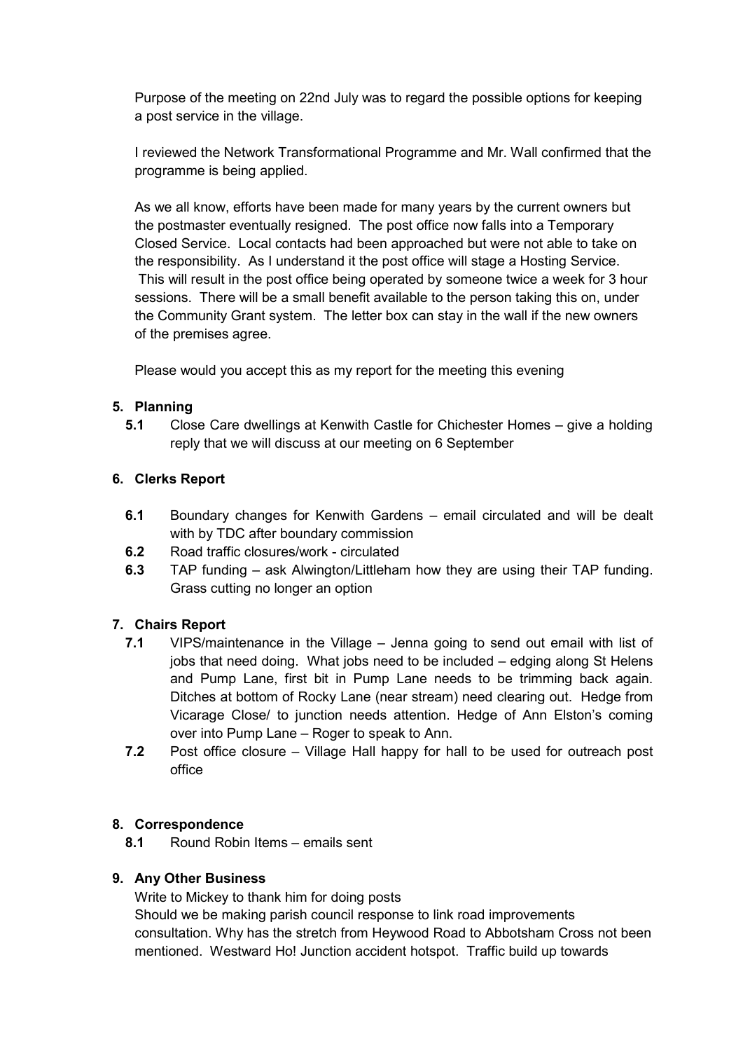Purpose of the meeting on 22nd July was to regard the possible options for keeping a post service in the village.

I reviewed the Network Transformational Programme and Mr. Wall confirmed that the programme is being applied.

As we all know, efforts have been made for many years by the current owners but the postmaster eventually resigned. The post office now falls into a Temporary Closed Service. Local contacts had been approached but were not able to take on the responsibility. As I understand it the post office will stage a Hosting Service. This will result in the post office being operated by someone twice a week for 3 hour sessions. There will be a small benefit available to the person taking this on, under the Community Grant system. The letter box can stay in the wall if the new owners of the premises agree.

Please would you accept this as my report for the meeting this evening

**5. Planning**

**5.1** Close Care dwellings at Kenwith Castle for Chichester Homes – give a holding reply that we will discuss at our meeting on 6 September

**6. Clerks Report**

**6.1** Boundary changes for Kenwith Gardens – email circulated and will be dealt with by TDC after boundary commission

**6.2** Road traffic closures/work - circulated

**6.3** TAP funding – ask Alwington/Littleham how they are using their TAP funding. Grass cutting no longer an option

**7. Chairs Report**

**7.1** VIPS/maintenance in the Village – Jenna going to send out email with list of jobs that need doing. What jobs need to be included – edging along St Helens and Pump Lane, first bit in Pump Lane needs to be trimming back again. Ditches at bottom of Rocky Lane (near stream) need clearing out. Hedge from Vicarage Close/ to junction needs attention. Hedge of Ann Elston's coming over into Pump Lane – Roger to speak to Ann.

**7.2** Post office closure – Village Hall happy for hall to be used for outreach post office

**8. Correspondence**

**8.1** Round Robin Items – emails sent

**9. Any Other Business**

Write to Mickey to thank him for doing posts

Should we be making parish council response to link road improvements consultation. Why has the stretch from Heywood Road to Abbotsham Cross not been mentioned. Westward Ho! Junction accident hotspot. Traffic build up towards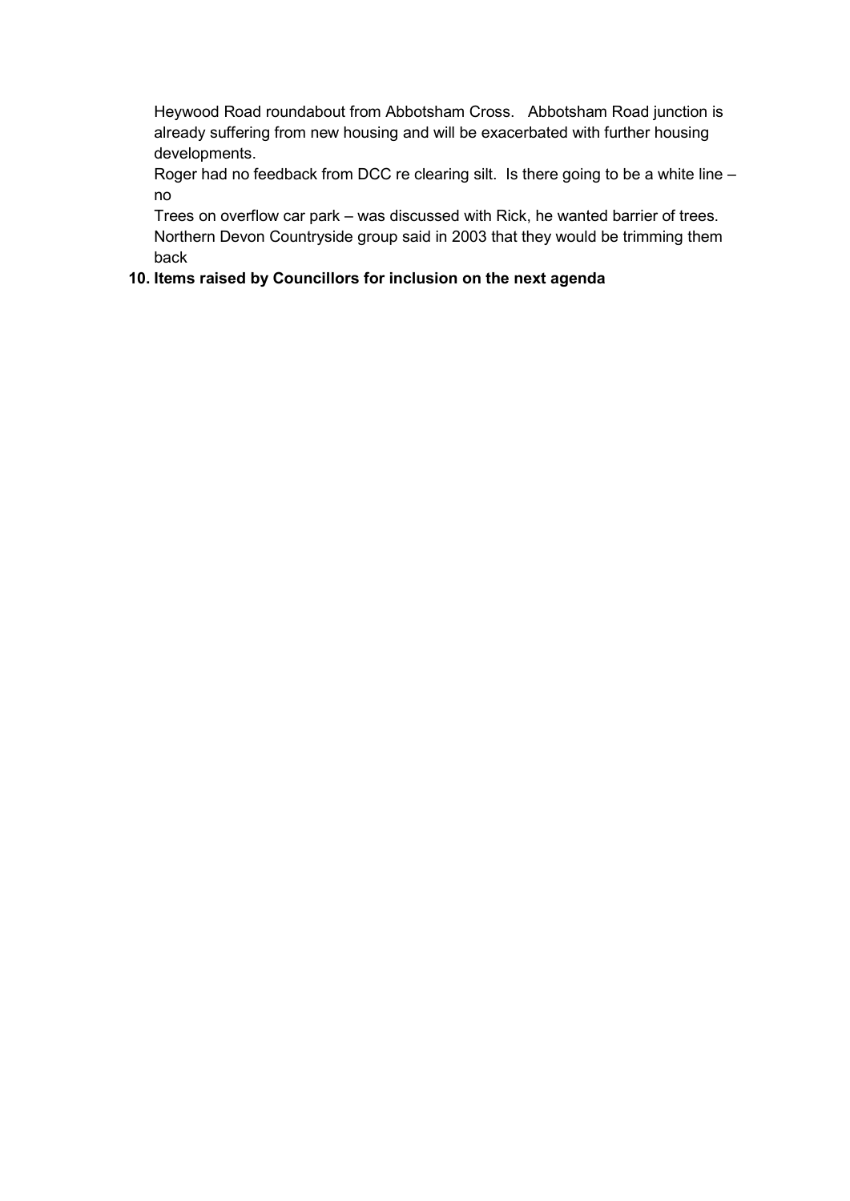Heywood Road roundabout from Abbotsham Cross. Abbotsham Road junction is already suffering from new housing and will be exacerbated with further housing developments.

Roger had no feedback from DCC re clearing silt. Is there going to be a white line – no

Trees on overflow car park – was discussed with Rick, he wanted barrier of trees. Northern Devon Countryside group said in 2003 that they would be trimming them back

**10. Items raised by Councillors for inclusion on the next agenda**